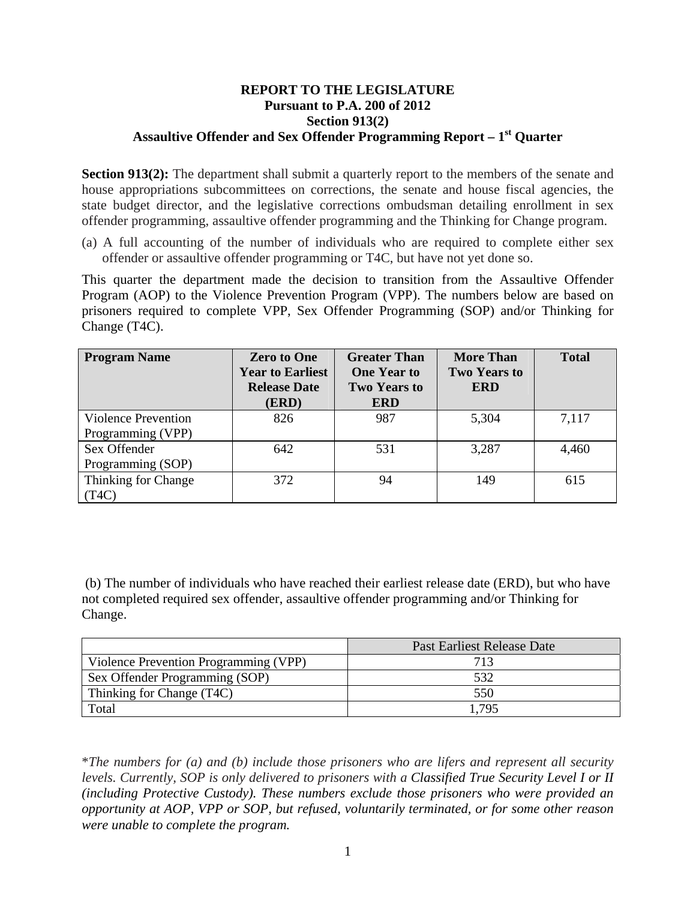# REPORT TO THE LEGISLATURE
## Pursuant to P.A. 200 of 2012
## Section 913(2)
## Assaultive Offender and Sex Offender Programming Report – 1st Quarter

**Section 913(2):** The department shall submit a quarterly report to the members of the senate and house appropriations subcommittees on corrections, the senate and house fiscal agencies, the state budget director, and the legislative corrections ombudsman detailing enrollment in sex offender programming, assaultive offender programming and the Thinking for Change program.

(a) A full accounting of the number of individuals who are required to complete either sex offender or assaultive offender programming or T4C, but have not yet done so.

This quarter the department made the decision to transition from the Assaultive Offender Program (AOP) to the Violence Prevention Program (VPP). The numbers below are based on prisoners required to complete VPP, Sex Offender Programming (SOP) and/or Thinking for Change (T4C).

| Program Name | Zero to One Year to Earliest Release Date (ERD) | Greater Than One Year to Two Years to ERD | More Than Two Years to ERD | Total |
|---|---|---|---|---|
| Violence Prevention Programming (VPP) | 826 | 987 | 5,304 | 7,117 |
| Sex Offender Programming (SOP) | 642 | 531 | 3,287 | 4,460 |
| Thinking for Change (T4C) | 372 | 94 | 149 | 615 |

(b) The number of individuals who have reached their earliest release date (ERD), but who have not completed required sex offender, assaultive offender programming and/or Thinking for Change.

| | Past Earliest Release Date |
|---|---|
| Violence Prevention Programming (VPP) | 713 |
| Sex Offender Programming (SOP) | 532 |
| Thinking for Change (T4C) | 550 |
| Total | 1,795 |

*\*The numbers for (a) and (b) include those prisoners who are lifers and represent all security levels. Currently, SOP is only delivered to prisoners with a Classified True Security Level I or II (including Protective Custody). These numbers exclude those prisoners who were provided an opportunity at AOP, VPP or SOP, but refused, voluntarily terminated, or for some other reason were unable to complete the program.*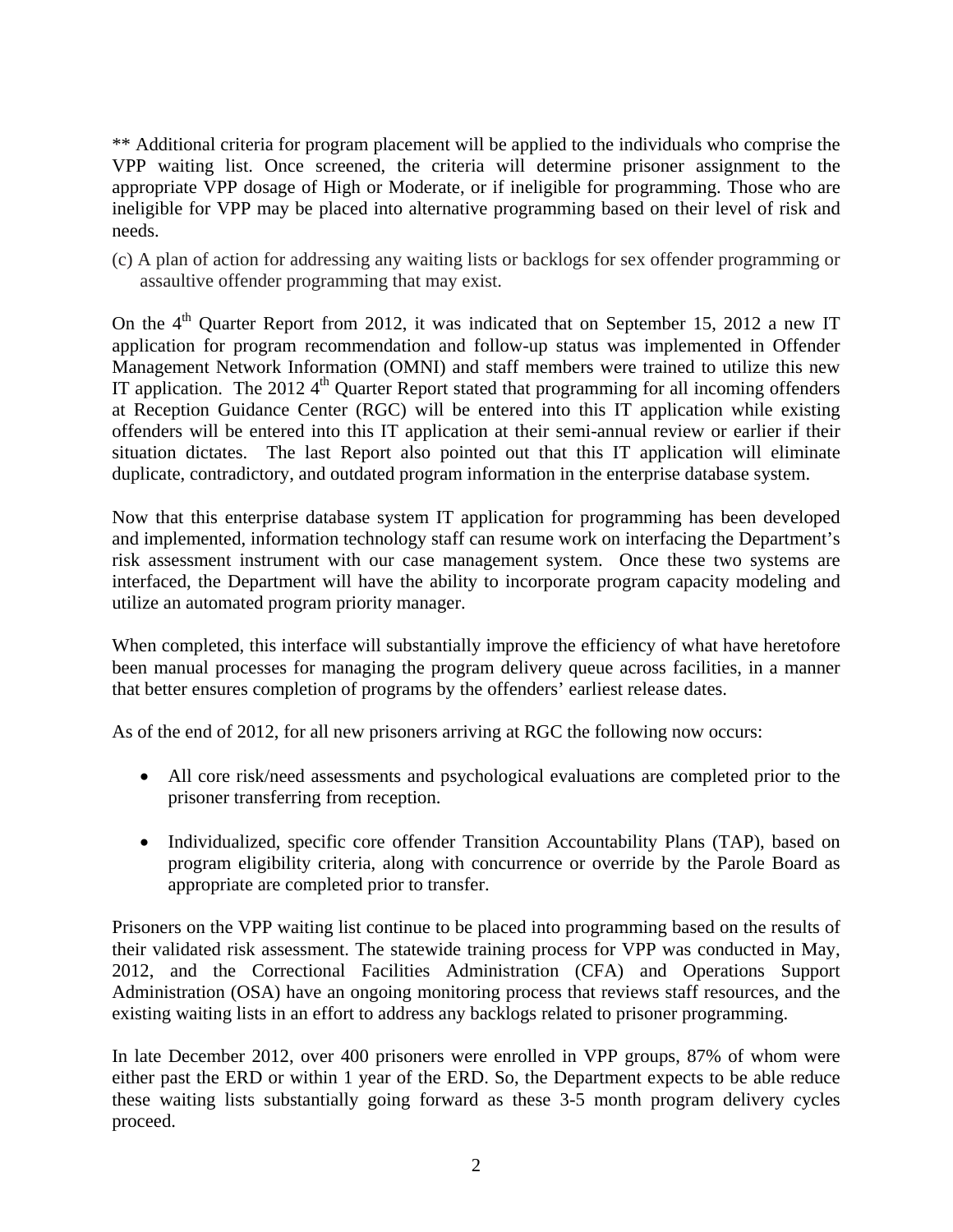** Additional criteria for program placement will be applied to the individuals who comprise the VPP waiting list. Once screened, the criteria will determine prisoner assignment to the appropriate VPP dosage of High or Moderate, or if ineligible for programming. Those who are ineligible for VPP may be placed into alternative programming based on their level of risk and needs.

(c) A plan of action for addressing any waiting lists or backlogs for sex offender programming or assaultive offender programming that may exist.

On the 4th Quarter Report from 2012, it was indicated that on September 15, 2012 a new IT application for program recommendation and follow-up status was implemented in Offender Management Network Information (OMNI) and staff members were trained to utilize this new IT application. The 2012 4th Quarter Report stated that programming for all incoming offenders at Reception Guidance Center (RGC) will be entered into this IT application while existing offenders will be entered into this IT application at their semi-annual review or earlier if their situation dictates. The last Report also pointed out that this IT application will eliminate duplicate, contradictory, and outdated program information in the enterprise database system.

Now that this enterprise database system IT application for programming has been developed and implemented, information technology staff can resume work on interfacing the Department's risk assessment instrument with our case management system. Once these two systems are interfaced, the Department will have the ability to incorporate program capacity modeling and utilize an automated program priority manager.

When completed, this interface will substantially improve the efficiency of what have heretofore been manual processes for managing the program delivery queue across facilities, in a manner that better ensures completion of programs by the offenders' earliest release dates.

As of the end of 2012, for all new prisoners arriving at RGC the following now occurs:

- All core risk/need assessments and psychological evaluations are completed prior to the prisoner transferring from reception.
- Individualized, specific core offender Transition Accountability Plans (TAP), based on program eligibility criteria, along with concurrence or override by the Parole Board as appropriate are completed prior to transfer.

Prisoners on the VPP waiting list continue to be placed into programming based on the results of their validated risk assessment. The statewide training process for VPP was conducted in May, 2012, and the Correctional Facilities Administration (CFA) and Operations Support Administration (OSA) have an ongoing monitoring process that reviews staff resources, and the existing waiting lists in an effort to address any backlogs related to prisoner programming.

In late December 2012, over 400 prisoners were enrolled in VPP groups, 87% of whom were either past the ERD or within 1 year of the ERD. So, the Department expects to be able reduce these waiting lists substantially going forward as these 3-5 month program delivery cycles proceed.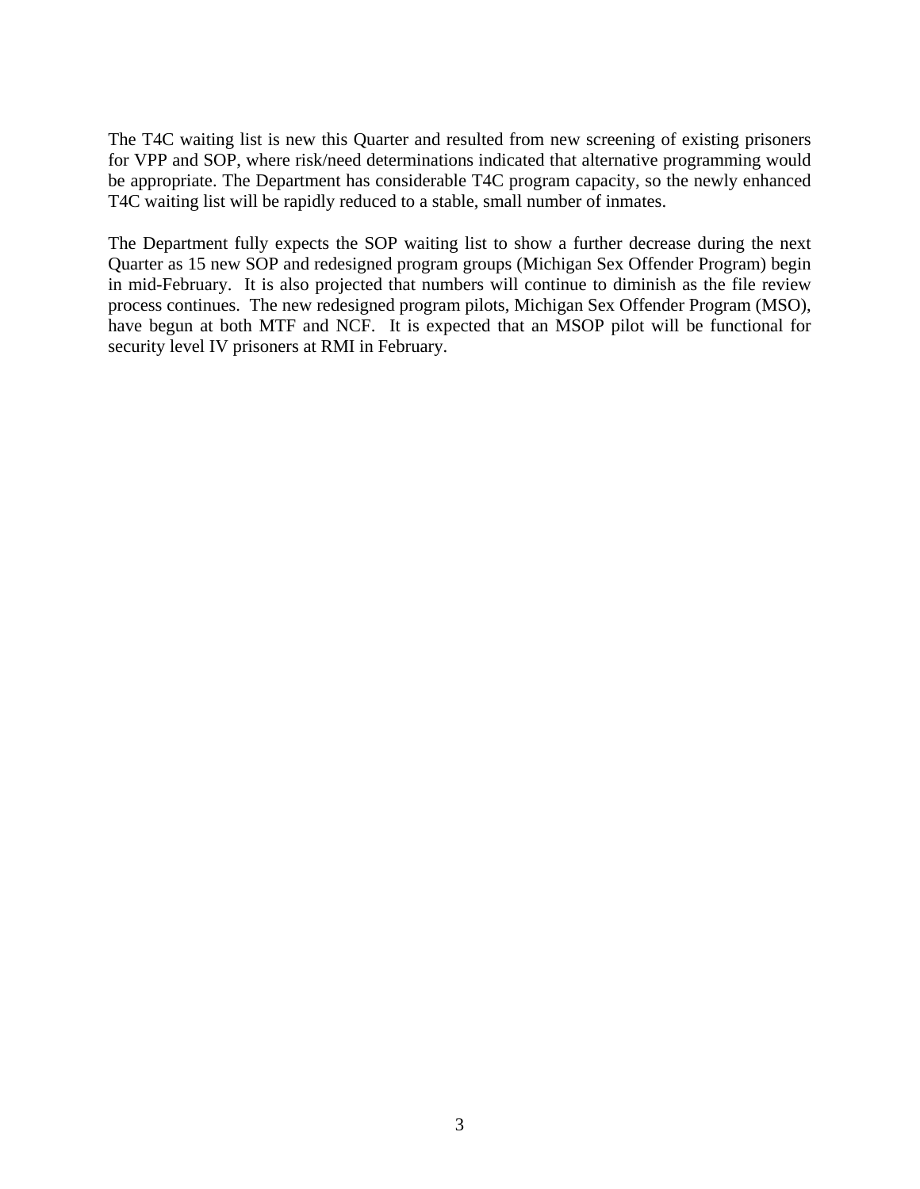The T4C waiting list is new this Quarter and resulted from new screening of existing prisoners for VPP and SOP, where risk/need determinations indicated that alternative programming would be appropriate. The Department has considerable T4C program capacity, so the newly enhanced T4C waiting list will be rapidly reduced to a stable, small number of inmates.

The Department fully expects the SOP waiting list to show a further decrease during the next Quarter as 15 new SOP and redesigned program groups (Michigan Sex Offender Program) begin in mid-February. It is also projected that numbers will continue to diminish as the file review process continues. The new redesigned program pilots, Michigan Sex Offender Program (MSO), have begun at both MTF and NCF. It is expected that an MSOP pilot will be functional for security level IV prisoners at RMI in February.